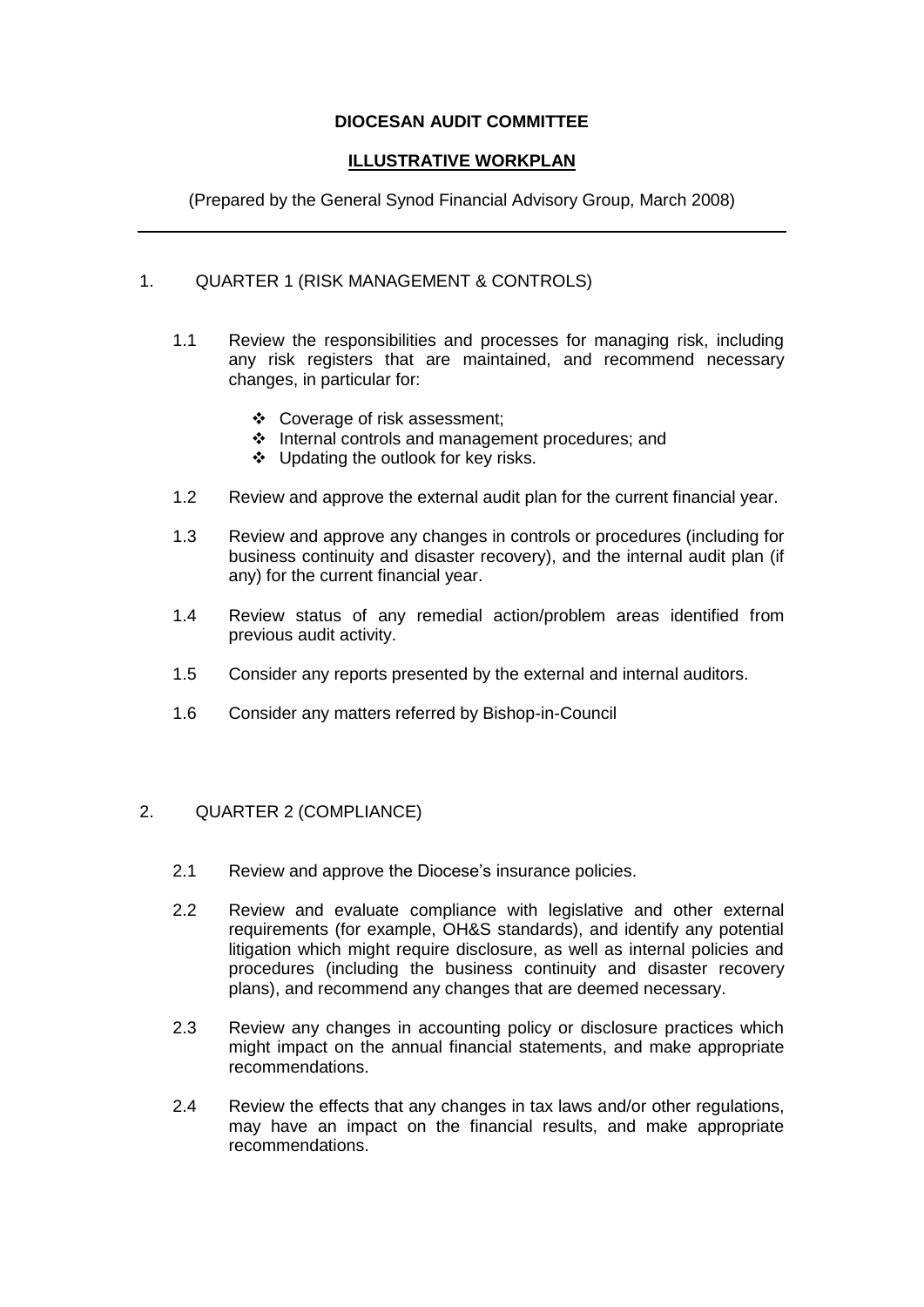**DIOCESAN AUDIT COMMITTEE**

**ILLUSTRATIVE WORKPLAN**

(Prepared by the General Synod Financial Advisory Group, March 2008)

---

## 1. QUARTER 1 (RISK MANAGEMENT & CONTROLS)

1.1 Review the responsibilities and processes for managing risk, including any risk registers that are maintained, and recommend necessary changes, in particular for:

- Coverage of risk assessment;
- Internal controls and management procedures; and
- Updating the outlook for key risks.

1.2 Review and approve the external audit plan for the current financial year.

1.3 Review and approve any changes in controls or procedures (including for business continuity and disaster recovery), and the internal audit plan (if any) for the current financial year.

1.4 Review status of any remedial action/problem areas identified from previous audit activity.

1.5 Consider any reports presented by the external and internal auditors.

1.6 Consider any matters referred by Bishop-in-Council

## 2. QUARTER 2 (COMPLIANCE)

2.1 Review and approve the Diocese's insurance policies.

2.2 Review and evaluate compliance with legislative and other external requirements (for example, OH&S standards), and identify any potential litigation which might require disclosure, as well as internal policies and procedures (including the business continuity and disaster recovery plans), and recommend any changes that are deemed necessary.

2.3 Review any changes in accounting policy or disclosure practices which might impact on the annual financial statements, and make appropriate recommendations.

2.4 Review the effects that any changes in tax laws and/or other regulations, may have an impact on the financial results, and make appropriate recommendations.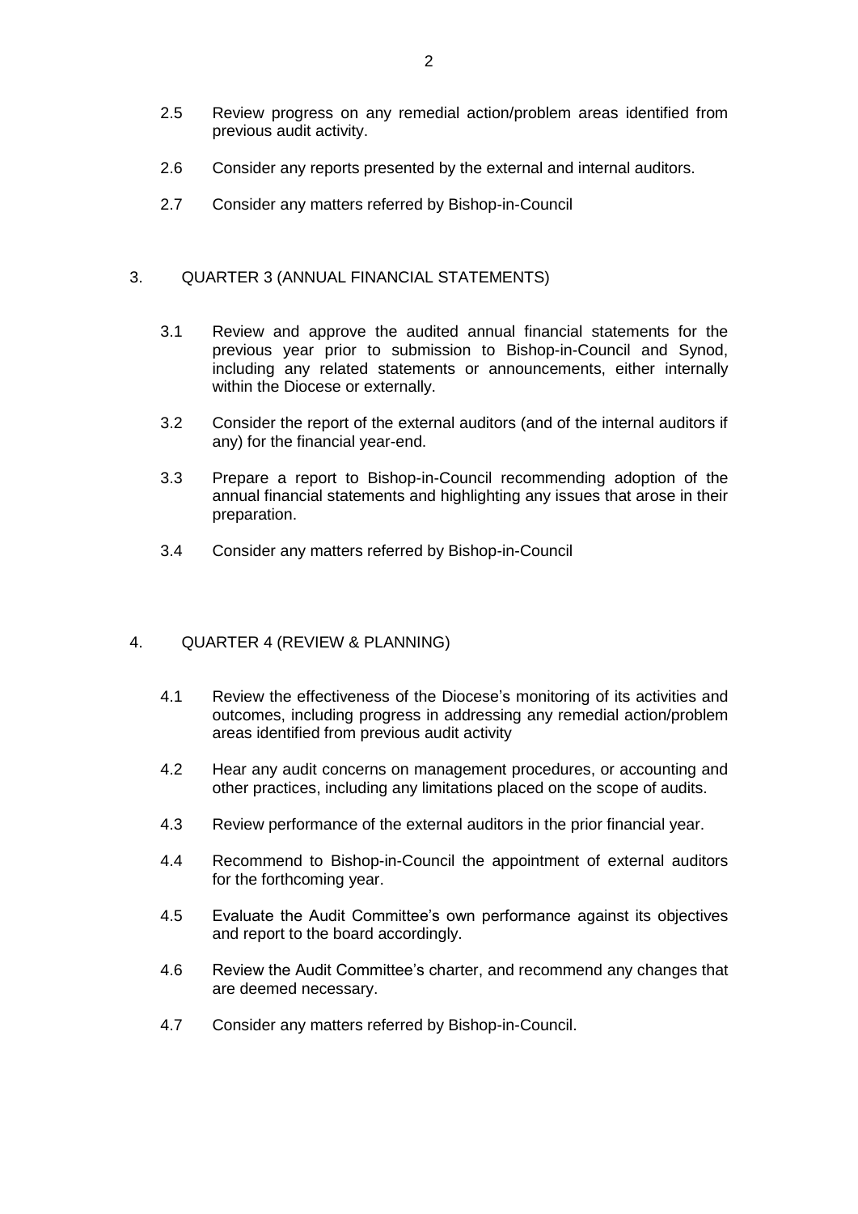2.5 Review progress on any remedial action/problem areas identified from previous audit activity.

2.6 Consider any reports presented by the external and internal auditors.

2.7 Consider any matters referred by Bishop-in-Council

## 3. QUARTER 3 (ANNUAL FINANCIAL STATEMENTS)

3.1 Review and approve the audited annual financial statements for the previous year prior to submission to Bishop-in-Council and Synod, including any related statements or announcements, either internally within the Diocese or externally.

3.2 Consider the report of the external auditors (and of the internal auditors if any) for the financial year-end.

3.3 Prepare a report to Bishop-in-Council recommending adoption of the annual financial statements and highlighting any issues that arose in their preparation.

3.4 Consider any matters referred by Bishop-in-Council

## 4. QUARTER 4 (REVIEW & PLANNING)

4.1 Review the effectiveness of the Diocese's monitoring of its activities and outcomes, including progress in addressing any remedial action/problem areas identified from previous audit activity

4.2 Hear any audit concerns on management procedures, or accounting and other practices, including any limitations placed on the scope of audits.

4.3 Review performance of the external auditors in the prior financial year.

4.4 Recommend to Bishop-in-Council the appointment of external auditors for the forthcoming year.

4.5 Evaluate the Audit Committee's own performance against its objectives and report to the board accordingly.

4.6 Review the Audit Committee's charter, and recommend any changes that are deemed necessary.

4.7 Consider any matters referred by Bishop-in-Council.